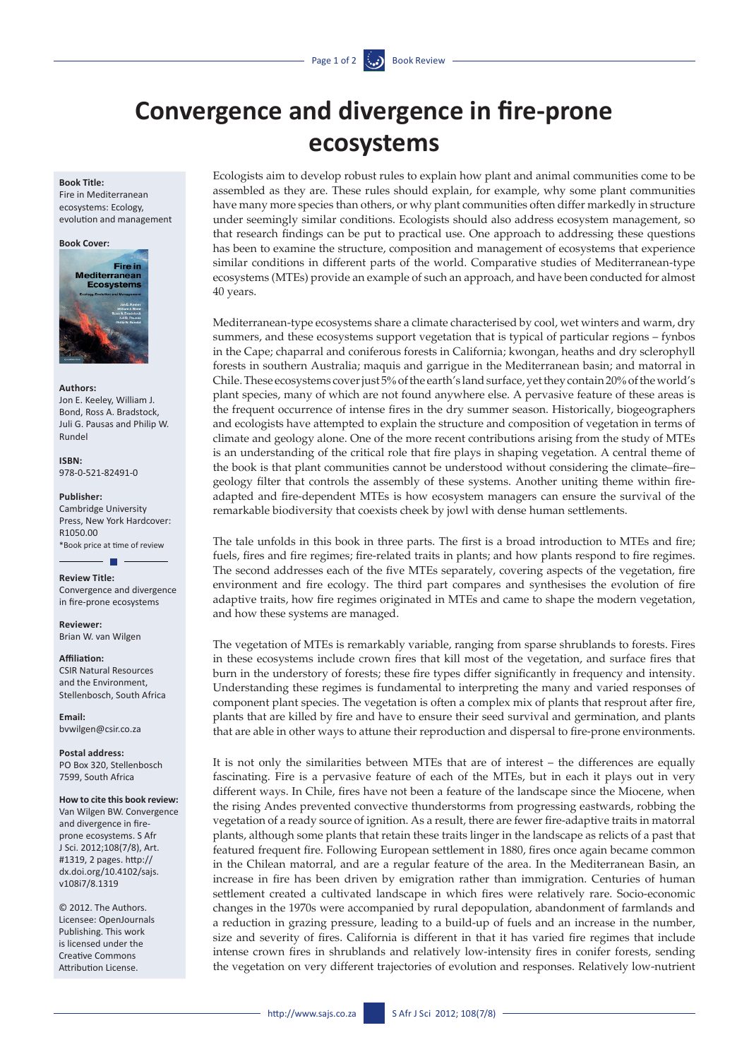# Convergence and divergence in fire-prone ecosystems

**Book Title:**
Fire in Mediterranean ecosystems: Ecology, evolution and management

**Book Cover:**

**Authors:**
Jon E. Keeley, William J. Bond, Ross A. Bradstock, Juli G. Pausas and Philip W. Rundel

**ISBN:**
978-0-521-82491-0

**Publisher:**
Cambridge University Press, New York Hardcover: R1050.00
*Book price at time of review

**Review Title:**
Convergence and divergence in fire-prone ecosystems

**Reviewer:**
Brian W. van Wilgen

**Affiliation:**
CSIR Natural Resources and the Environment, Stellenbosch, South Africa

**Email:**
bvwilgen@csir.co.za

**Postal address:**
PO Box 320, Stellenbosch 7599, South Africa

**How to cite this book review:**
Van Wilgen BW. Convergence and divergence in fire-prone ecosystems. S Afr J Sci. 2012;108(7/8), Art. #1319, 2 pages. http://dx.doi.org/10.4102/sajs.v108i7/8.1319

© 2012. The Authors. Licensee: OpenJournals Publishing. This work is licensed under the Creative Commons Attribution License.

Ecologists aim to develop robust rules to explain how plant and animal communities come to be assembled as they are. These rules should explain, for example, why some plant communities have many more species than others, or why plant communities often differ markedly in structure under seemingly similar conditions. Ecologists should also address ecosystem management, so that research findings can be put to practical use. One approach to addressing these questions has been to examine the structure, composition and management of ecosystems that experience similar conditions in different parts of the world. Comparative studies of Mediterranean-type ecosystems (MTEs) provide an example of such an approach, and have been conducted for almost 40 years.

Mediterranean-type ecosystems share a climate characterised by cool, wet winters and warm, dry summers, and these ecosystems support vegetation that is typical of particular regions – fynbos in the Cape; chaparral and coniferous forests in California; kwongan, heaths and dry sclerophyll forests in southern Australia; maquis and garrigue in the Mediterranean basin; and matorral in Chile. These ecosystems cover just 5% of the earth's land surface, yet they contain 20% of the world's plant species, many of which are not found anywhere else. A pervasive feature of these areas is the frequent occurrence of intense fires in the dry summer season. Historically, biogeographers and ecologists have attempted to explain the structure and composition of vegetation in terms of climate and geology alone. One of the more recent contributions arising from the study of MTEs is an understanding of the critical role that fire plays in shaping vegetation. A central theme of the book is that plant communities cannot be understood without considering the climate–fire–geology filter that controls the assembly of these systems. Another uniting theme within fire-adapted and fire-dependent MTEs is how ecosystem managers can ensure the survival of the remarkable biodiversity that coexists cheek by jowl with dense human settlements.

The tale unfolds in this book in three parts. The first is a broad introduction to MTEs and fire; fuels, fires and fire regimes; fire-related traits in plants; and how plants respond to fire regimes. The second addresses each of the five MTEs separately, covering aspects of the vegetation, fire environment and fire ecology. The third part compares and synthesises the evolution of fire adaptive traits, how fire regimes originated in MTEs and came to shape the modern vegetation, and how these systems are managed.

The vegetation of MTEs is remarkably variable, ranging from sparse shrublands to forests. Fires in these ecosystems include crown fires that kill most of the vegetation, and surface fires that burn in the understory of forests; these fire types differ significantly in frequency and intensity. Understanding these regimes is fundamental to interpreting the many and varied responses of component plant species. The vegetation is often a complex mix of plants that resprout after fire, plants that are killed by fire and have to ensure their seed survival and germination, and plants that are able in other ways to attune their reproduction and dispersal to fire-prone environments.

It is not only the similarities between MTEs that are of interest – the differences are equally fascinating. Fire is a pervasive feature of each of the MTEs, but in each it plays out in very different ways. In Chile, fires have not been a feature of the landscape since the Miocene, when the rising Andes prevented convective thunderstorms from progressing eastwards, robbing the vegetation of a ready source of ignition. As a result, there are fewer fire-adaptive traits in matorral plants, although some plants that retain these traits linger in the landscape as relicts of a past that featured frequent fire. Following European settlement in 1880, fires once again became common in the Chilean matorral, and are a regular feature of the area. In the Mediterranean Basin, an increase in fire has been driven by emigration rather than immigration. Centuries of human settlement created a cultivated landscape in which fires were relatively rare. Socio-economic changes in the 1970s were accompanied by rural depopulation, abandonment of farmlands and a reduction in grazing pressure, leading to a build-up of fuels and an increase in the number, size and severity of fires. California is different in that it has varied fire regimes that include intense crown fires in shrublands and relatively low-intensity fires in conifer forests, sending the vegetation on very different trajectories of evolution and responses. Relatively low-nutrient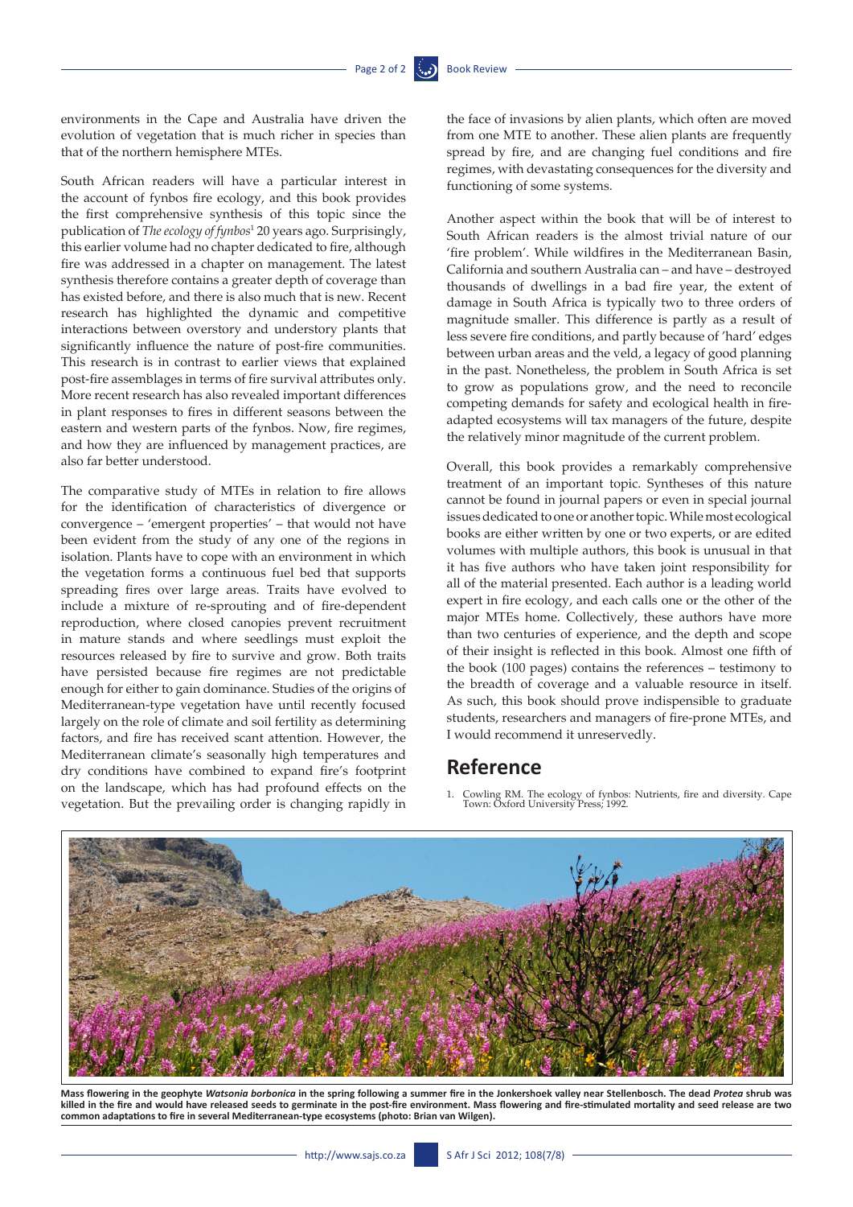environments in the Cape and Australia have driven the evolution of vegetation that is much richer in species than that of the northern hemisphere MTEs.

South African readers will have a particular interest in the account of fynbos fire ecology, and this book provides the first comprehensive synthesis of this topic since the publication of *The ecology of fynbos*[1] 20 years ago. Surprisingly, this earlier volume had no chapter dedicated to fire, although fire was addressed in a chapter on management. The latest synthesis therefore contains a greater depth of coverage than has existed before, and there is also much that is new. Recent research has highlighted the dynamic and competitive interactions between overstory and understory plants that significantly influence the nature of post-fire communities. This research is in contrast to earlier views that explained post-fire assemblages in terms of fire survival attributes only. More recent research has also revealed important differences in plant responses to fires in different seasons between the eastern and western parts of the fynbos. Now, fire regimes, and how they are influenced by management practices, are also far better understood.

The comparative study of MTEs in relation to fire allows for the identification of characteristics of divergence or convergence – 'emergent properties' – that would not have been evident from the study of any one of the regions in isolation. Plants have to cope with an environment in which the vegetation forms a continuous fuel bed that supports spreading fires over large areas. Traits have evolved to include a mixture of re-sprouting and of fire-dependent reproduction, where closed canopies prevent recruitment in mature stands and where seedlings must exploit the resources released by fire to survive and grow. Both traits have persisted because fire regimes are not predictable enough for either to gain dominance. Studies of the origins of Mediterranean-type vegetation have until recently focused largely on the role of climate and soil fertility as determining factors, and fire has received scant attention. However, the Mediterranean climate's seasonally high temperatures and dry conditions have combined to expand fire's footprint on the landscape, which has had profound effects on the vegetation. But the prevailing order is changing rapidly in the face of invasions by alien plants, which often are moved from one MTE to another. These alien plants are frequently spread by fire, and are changing fuel conditions and fire regimes, with devastating consequences for the diversity and functioning of some systems.

Another aspect within the book that will be of interest to South African readers is the almost trivial nature of our 'fire problem'. While wildfires in the Mediterranean Basin, California and southern Australia can – and have – destroyed thousands of dwellings in a bad fire year, the extent of damage in South Africa is typically two to three orders of magnitude smaller. This difference is partly as a result of less severe fire conditions, and partly because of 'hard' edges between urban areas and the veld, a legacy of good planning in the past. Nonetheless, the problem in South Africa is set to grow as populations grow, and the need to reconcile competing demands for safety and ecological health in fire-adapted ecosystems will tax managers of the future, despite the relatively minor magnitude of the current problem.

Overall, this book provides a remarkably comprehensive treatment of an important topic. Syntheses of this nature cannot be found in journal papers or even in special journal issues dedicated to one or another topic. While most ecological books are either written by one or two experts, or are edited volumes with multiple authors, this book is unusual in that it has five authors who have taken joint responsibility for all of the material presented. Each author is a leading world expert in fire ecology, and each calls one or the other of the major MTEs home. Collectively, these authors have more than two centuries of experience, and the depth and scope of their insight is reflected in this book. Almost one fifth of the book (100 pages) contains the references – testimony to the breadth of coverage and a valuable resource in itself. As such, this book should prove indispensible to graduate students, researchers and managers of fire-prone MTEs, and I would recommend it unreservedly.

## Reference

1. Cowling RM. The ecology of fynbos: Nutrients, fire and diversity. Cape Town: Oxford University Press; 1992.

**Mass flowering in the geophyte *Watsonia borbonica* in the spring following a summer fire in the Jonkershoek valley near Stellenbosch. The dead *Protea* shrub was killed in the fire and would have released seeds to germinate in the post-fire environment. Mass flowering and fire-stimulated mortality and seed release are two common adaptations to fire in several Mediterranean-type ecosystems (photo: Brian van Wilgen).**